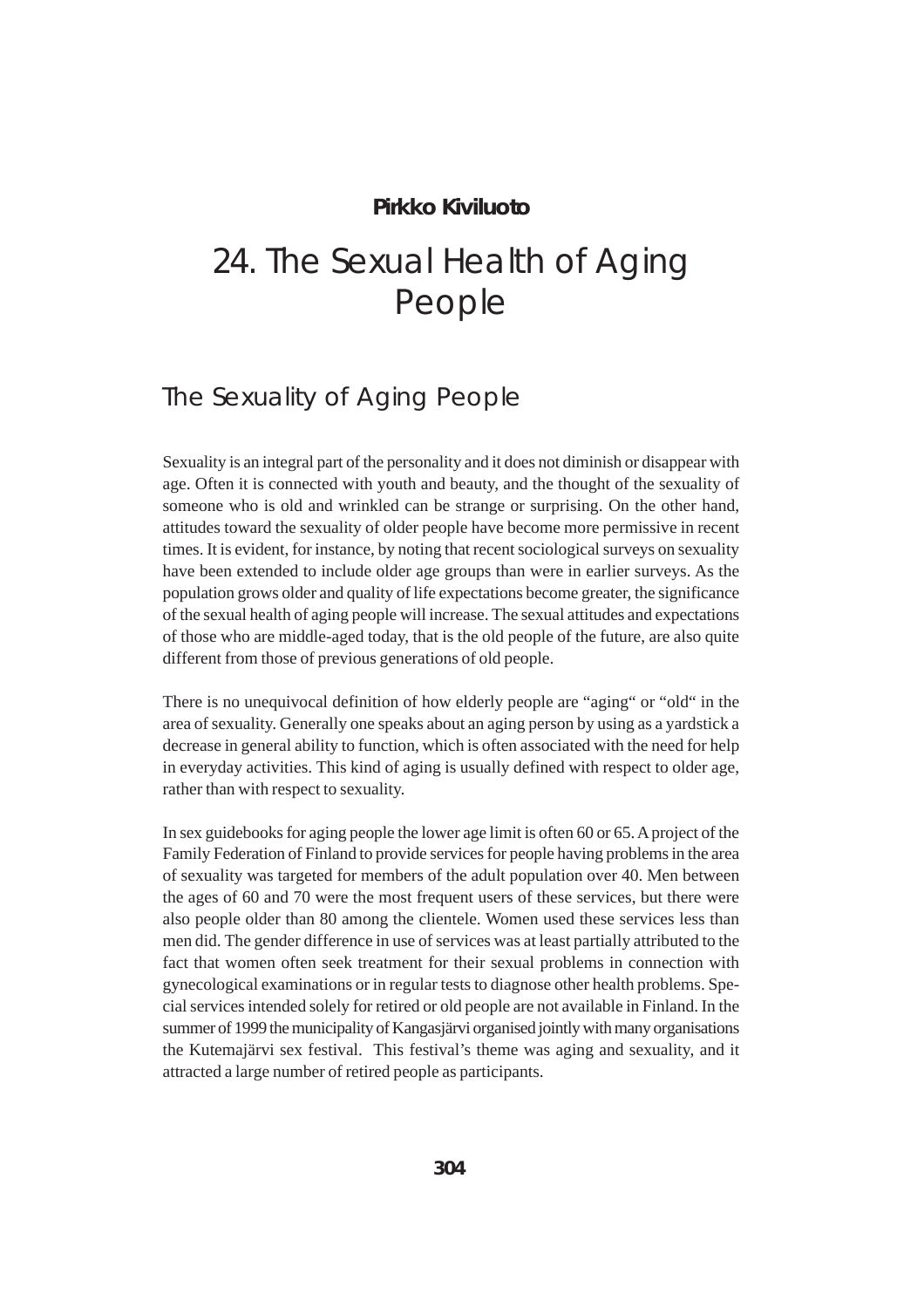**Pirkko Kiviluoto**

# 24. The Sexual Health of Aging People

## The Sexuality of Aging People

Sexuality is an integral part of the personality and it does not diminish or disappear with age. Often it is connected with youth and beauty, and the thought of the sexuality of someone who is old and wrinkled can be strange or surprising. On the other hand, attitudes toward the sexuality of older people have become more permissive in recent times. It is evident, for instance, by noting that recent sociological surveys on sexuality have been extended to include older age groups than were in earlier surveys. As the population grows older and quality of life expectations become greater, the significance of the sexual health of aging people will increase. The sexual attitudes and expectations of those who are middle-aged today, that is the old people of the future, are also quite different from those of previous generations of old people.

There is no unequivocal definition of how elderly people are "aging" or "old" in the area of sexuality. Generally one speaks about an aging person by using as a yardstick a decrease in general ability to function, which is often associated with the need for help in everyday activities. This kind of aging is usually defined with respect to older age, rather than with respect to sexuality.

In sex guidebooks for aging people the lower age limit is often 60 or 65. A project of the Family Federation of Finland to provide services for people having problems in the area of sexuality was targeted for members of the adult population over 40. Men between the ages of 60 and 70 were the most frequent users of these services, but there were also people older than 80 among the clientele. Women used these services less than men did. The gender difference in use of services was at least partially attributed to the fact that women often seek treatment for their sexual problems in connection with gynecological examinations or in regular tests to diagnose other health problems. Special services intended solely for retired or old people are not available in Finland. In the summer of 1999 the municipality of Kangasjärvi organised jointly with many organisations the Kutemajärvi sex festival. This festival's theme was aging and sexuality, and it attracted a large number of retired people as participants.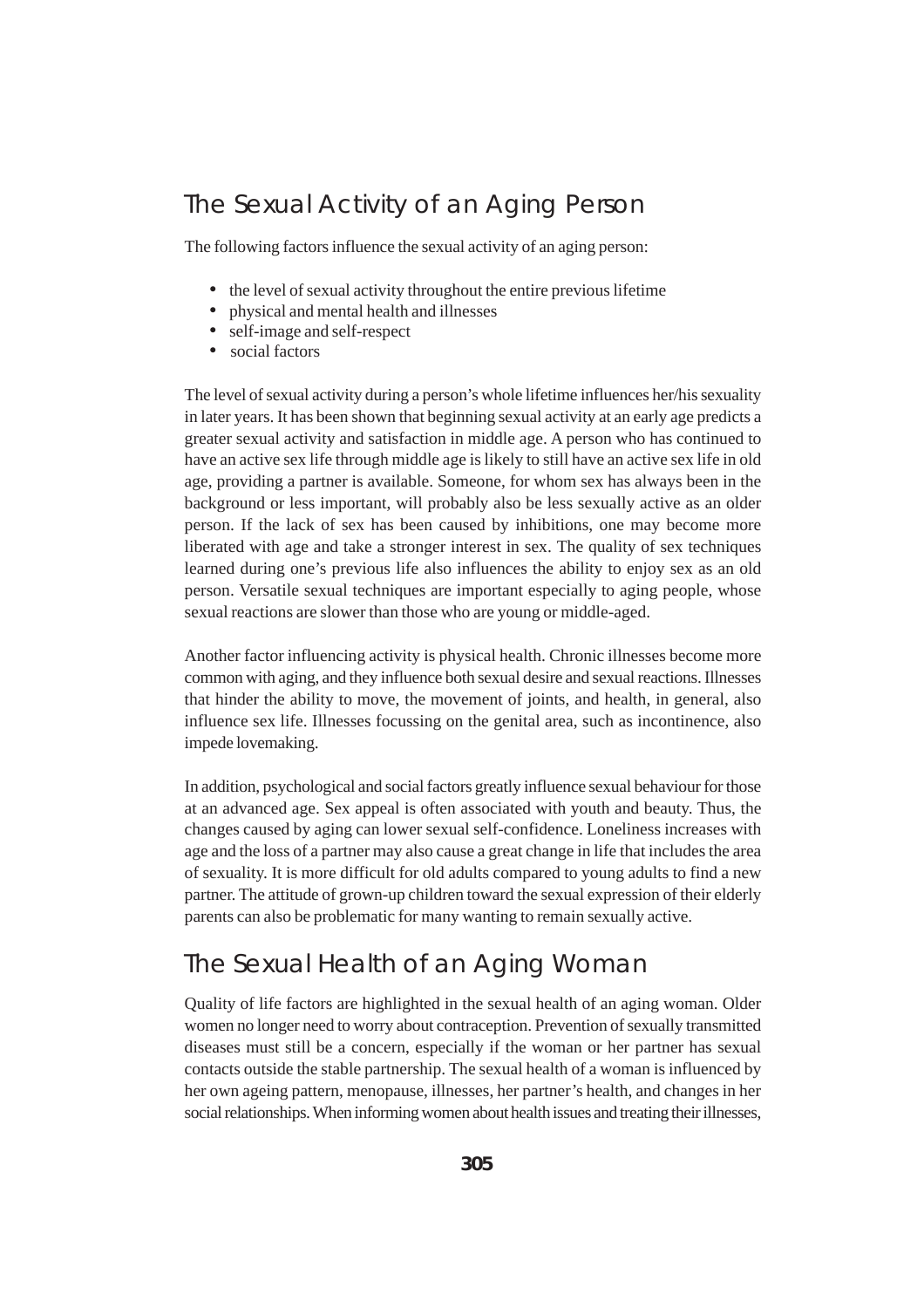## The Sexual Activity of an Aging Person

The following factors influence the sexual activity of an aging person:

- the level of sexual activity throughout the entire previous lifetime
- physical and mental health and illnesses
- self-image and self-respect
- social factors

The level of sexual activity during a person's whole lifetime influences her/his sexuality in later years. It has been shown that beginning sexual activity at an early age predicts a greater sexual activity and satisfaction in middle age. A person who has continued to have an active sex life through middle age is likely to still have an active sex life in old age, providing a partner is available. Someone, for whom sex has always been in the background or less important, will probably also be less sexually active as an older person. If the lack of sex has been caused by inhibitions, one may become more liberated with age and take a stronger interest in sex. The quality of sex techniques learned during one's previous life also influences the ability to enjoy sex as an old person. Versatile sexual techniques are important especially to aging people, whose sexual reactions are slower than those who are young or middle-aged.

Another factor influencing activity is physical health. Chronic illnesses become more common with aging, and they influence both sexual desire and sexual reactions. Illnesses that hinder the ability to move, the movement of joints, and health, in general, also influence sex life. Illnesses focussing on the genital area, such as incontinence, also impede lovemaking.

In addition, psychological and social factors greatly influence sexual behaviour for those at an advanced age. Sex appeal is often associated with youth and beauty. Thus, the changes caused by aging can lower sexual self-confidence. Loneliness increases with age and the loss of a partner may also cause a great change in life that includes the area of sexuality. It is more difficult for old adults compared to young adults to find a new partner. The attitude of grown-up children toward the sexual expression of their elderly parents can also be problematic for many wanting to remain sexually active.

## The Sexual Health of an Aging Woman

Quality of life factors are highlighted in the sexual health of an aging woman. Older women no longer need to worry about contraception. Prevention of sexually transmitted diseases must still be a concern, especially if the woman or her partner has sexual contacts outside the stable partnership. The sexual health of a woman is influenced by her own ageing pattern, menopause, illnesses, her partner's health, and changes in her social relationships. When informing women about health issues and treating their illnesses,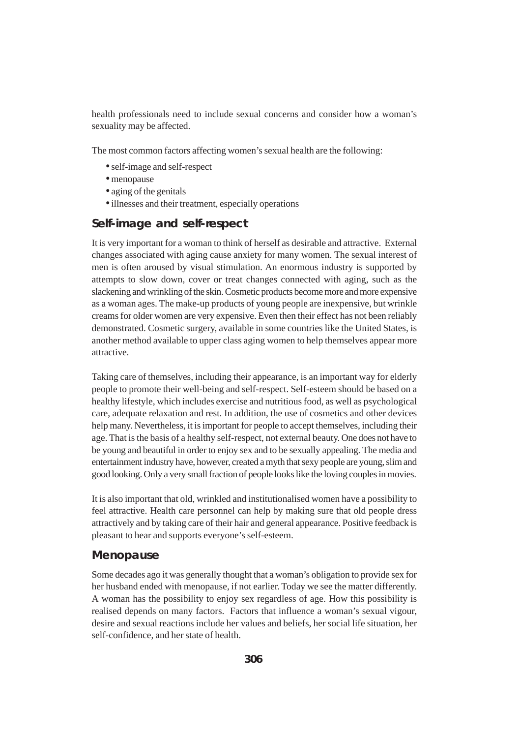health professionals need to include sexual concerns and consider how a woman's sexuality may be affected.

The most common factors affecting women's sexual health are the following:

- self-image and self-respect
- menopause
- aging of the genitals
- illnesses and their treatment, especially operations

## Self-image and self-respect

It is very important for a woman to think of herself as desirable and attractive. External changes associated with aging cause anxiety for many women. The sexual interest of men is often aroused by visual stimulation. An enormous industry is supported by attempts to slow down, cover or treat changes connected with aging, such as the slackening and wrinkling of the skin. Cosmetic products become more and more expensive as a woman ages. The make-up products of young people are inexpensive, but wrinkle creams for older women are very expensive. Even then their effect has not been reliably demonstrated. Cosmetic surgery, available in some countries like the United States, is another method available to upper class aging women to help themselves appear more attractive.

Taking care of themselves, including their appearance, is an important way for elderly people to promote their well-being and self-respect. Self-esteem should be based on a healthy lifestyle, which includes exercise and nutritious food, as well as psychological care, adequate relaxation and rest. In addition, the use of cosmetics and other devices help many. Nevertheless, it is important for people to accept themselves, including their age. That is the basis of a healthy self-respect, not external beauty. One does not have to be young and beautiful in order to enjoy sex and to be sexually appealing. The media and entertainment industry have, however, created a myth that sexy people are young, slim and good looking. Only a very small fraction of people looks like the loving couples in movies.

It is also important that old, wrinkled and institutionalised women have a possibility to feel attractive. Health care personnel can help by making sure that old people dress attractively and by taking care of their hair and general appearance. Positive feedback is pleasant to hear and supports everyone's self-esteem.

## Menopause

Some decades ago it was generally thought that a woman's obligation to provide sex for her husband ended with menopause, if not earlier. Today we see the matter differently. A woman has the possibility to enjoy sex regardless of age. How this possibility is realised depends on many factors. Factors that influence a woman's sexual vigour, desire and sexual reactions include her values and beliefs, her social life situation, her self-confidence, and her state of health.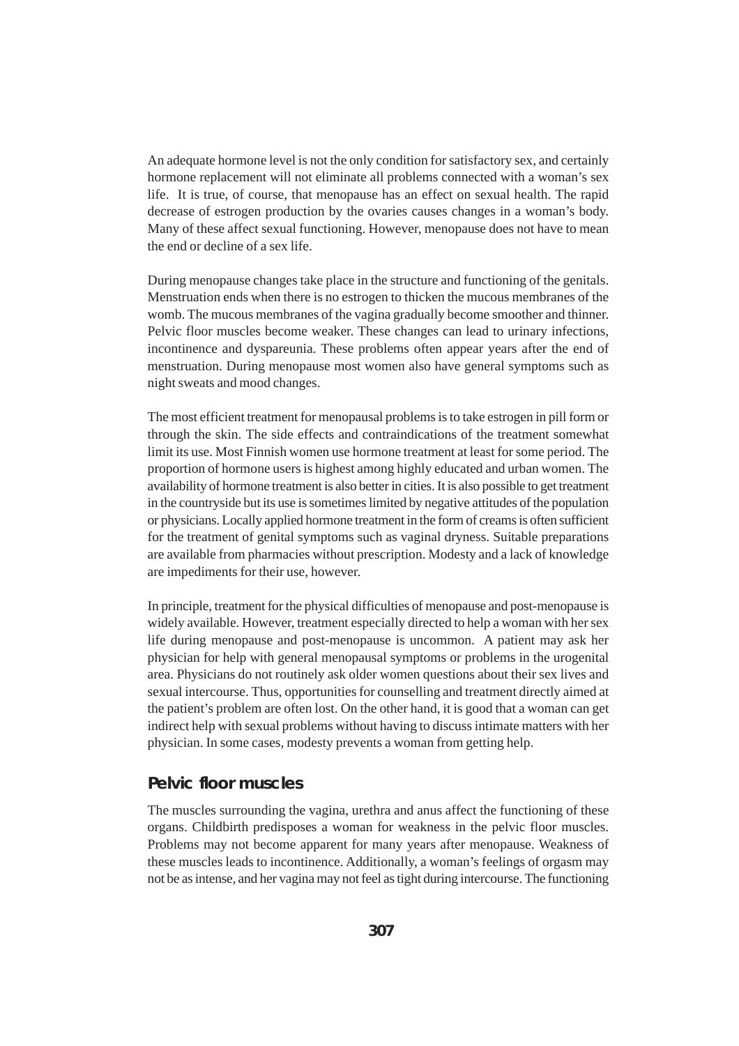An adequate hormone level is not the only condition for satisfactory sex, and certainly hormone replacement will not eliminate all problems connected with a woman's sex life. It is true, of course, that menopause has an effect on sexual health. The rapid decrease of estrogen production by the ovaries causes changes in a woman's body. Many of these affect sexual functioning. However, menopause does not have to mean the end or decline of a sex life.

During menopause changes take place in the structure and functioning of the genitals. Menstruation ends when there is no estrogen to thicken the mucous membranes of the womb. The mucous membranes of the vagina gradually become smoother and thinner. Pelvic floor muscles become weaker. These changes can lead to urinary infections, incontinence and dyspareunia. These problems often appear years after the end of menstruation. During menopause most women also have general symptoms such as night sweats and mood changes.

The most efficient treatment for menopausal problems is to take estrogen in pill form or through the skin. The side effects and contraindications of the treatment somewhat limit its use. Most Finnish women use hormone treatment at least for some period. The proportion of hormone users is highest among highly educated and urban women. The availability of hormone treatment is also better in cities. It is also possible to get treatment in the countryside but its use is sometimes limited by negative attitudes of the population or physicians. Locally applied hormone treatment in the form of creams is often sufficient for the treatment of genital symptoms such as vaginal dryness. Suitable preparations are available from pharmacies without prescription. Modesty and a lack of knowledge are impediments for their use, however.

In principle, treatment for the physical difficulties of menopause and post-menopause is widely available. However, treatment especially directed to help a woman with her sex life during menopause and post-menopause is uncommon. A patient may ask her physician for help with general menopausal symptoms or problems in the urogenital area. Physicians do not routinely ask older women questions about their sex lives and sexual intercourse. Thus, opportunities for counselling and treatment directly aimed at the patient's problem are often lost. On the other hand, it is good that a woman can get indirect help with sexual problems without having to discuss intimate matters with her physician. In some cases, modesty prevents a woman from getting help.

## Pelvic floor muscles

The muscles surrounding the vagina, urethra and anus affect the functioning of these organs. Childbirth predisposes a woman for weakness in the pelvic floor muscles. Problems may not become apparent for many years after menopause. Weakness of these muscles leads to incontinence. Additionally, a woman's feelings of orgasm may not be as intense, and her vagina may not feel as tight during intercourse. The functioning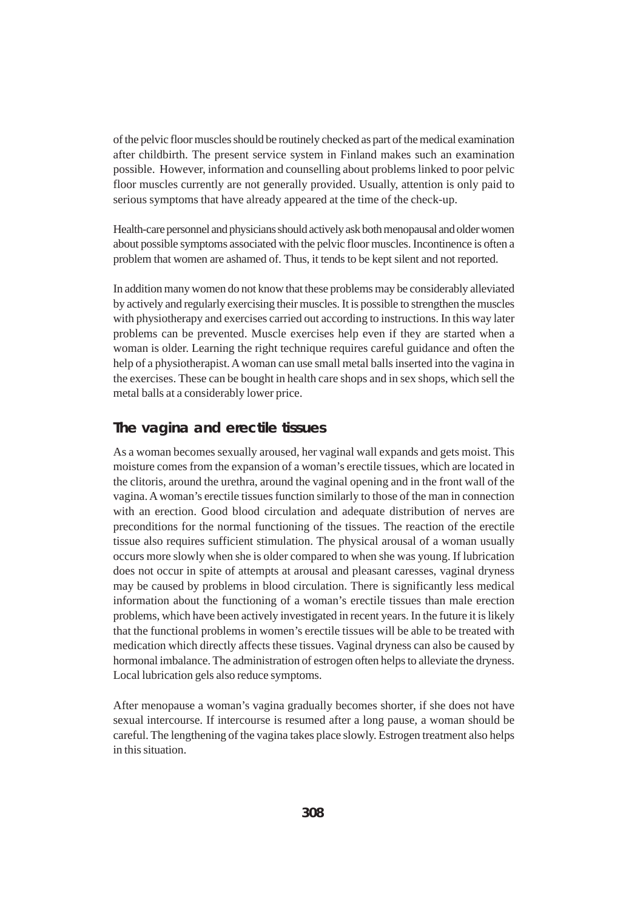of the pelvic floor muscles should be routinely checked as part of the medical examination after childbirth. The present service system in Finland makes such an examination possible. However, information and counselling about problems linked to poor pelvic floor muscles currently are not generally provided. Usually, attention is only paid to serious symptoms that have already appeared at the time of the check-up.

Health-care personnel and physicians should actively ask both menopausal and older women about possible symptoms associated with the pelvic floor muscles. Incontinence is often a problem that women are ashamed of. Thus, it tends to be kept silent and not reported.

In addition many women do not know that these problems may be considerably alleviated by actively and regularly exercising their muscles. It is possible to strengthen the muscles with physiotherapy and exercises carried out according to instructions. In this way later problems can be prevented. Muscle exercises help even if they are started when a woman is older. Learning the right technique requires careful guidance and often the help of a physiotherapist. A woman can use small metal balls inserted into the vagina in the exercises. These can be bought in health care shops and in sex shops, which sell the metal balls at a considerably lower price.

## The vagina and erectile tissues

As a woman becomes sexually aroused, her vaginal wall expands and gets moist. This moisture comes from the expansion of a woman's erectile tissues, which are located in the clitoris, around the urethra, around the vaginal opening and in the front wall of the vagina. A woman's erectile tissues function similarly to those of the man in connection with an erection. Good blood circulation and adequate distribution of nerves are preconditions for the normal functioning of the tissues. The reaction of the erectile tissue also requires sufficient stimulation. The physical arousal of a woman usually occurs more slowly when she is older compared to when she was young. If lubrication does not occur in spite of attempts at arousal and pleasant caresses, vaginal dryness may be caused by problems in blood circulation. There is significantly less medical information about the functioning of a woman's erectile tissues than male erection problems, which have been actively investigated in recent years. In the future it is likely that the functional problems in women's erectile tissues will be able to be treated with medication which directly affects these tissues. Vaginal dryness can also be caused by hormonal imbalance. The administration of estrogen often helps to alleviate the dryness. Local lubrication gels also reduce symptoms.

After menopause a woman's vagina gradually becomes shorter, if she does not have sexual intercourse. If intercourse is resumed after a long pause, a woman should be careful. The lengthening of the vagina takes place slowly. Estrogen treatment also helps in this situation.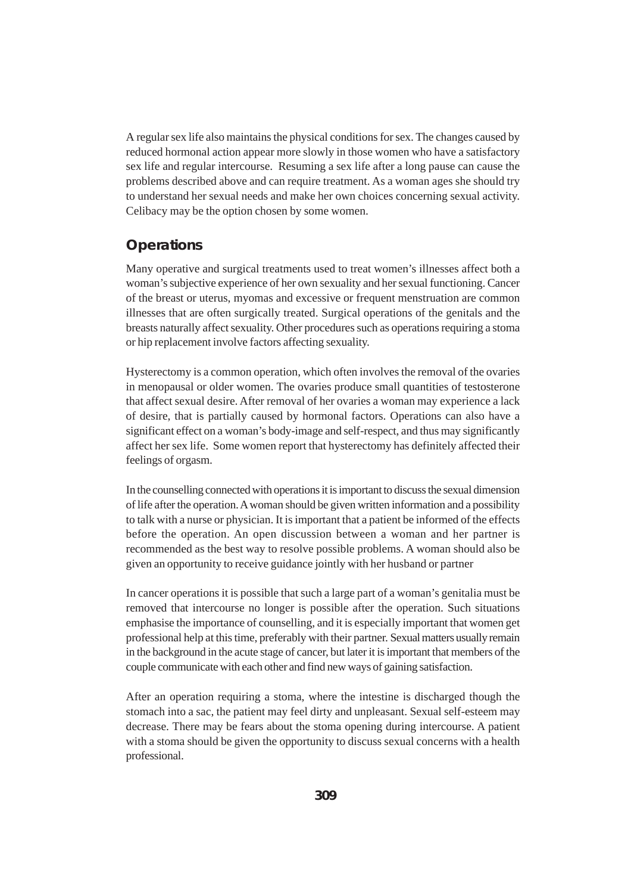A regular sex life also maintains the physical conditions for sex. The changes caused by reduced hormonal action appear more slowly in those women who have a satisfactory sex life and regular intercourse. Resuming a sex life after a long pause can cause the problems described above and can require treatment. As a woman ages she should try to understand her sexual needs and make her own choices concerning sexual activity. Celibacy may be the option chosen by some women.

## Operations

Many operative and surgical treatments used to treat women's illnesses affect both a woman's subjective experience of her own sexuality and her sexual functioning. Cancer of the breast or uterus, myomas and excessive or frequent menstruation are common illnesses that are often surgically treated. Surgical operations of the genitals and the breasts naturally affect sexuality. Other procedures such as operations requiring a stoma or hip replacement involve factors affecting sexuality.

Hysterectomy is a common operation, which often involves the removal of the ovaries in menopausal or older women. The ovaries produce small quantities of testosterone that affect sexual desire. After removal of her ovaries a woman may experience a lack of desire, that is partially caused by hormonal factors. Operations can also have a significant effect on a woman's body-image and self-respect, and thus may significantly affect her sex life. Some women report that hysterectomy has definitely affected their feelings of orgasm.

In the counselling connected with operations it is important to discuss the sexual dimension of life after the operation. A woman should be given written information and a possibility to talk with a nurse or physician. It is important that a patient be informed of the effects before the operation. An open discussion between a woman and her partner is recommended as the best way to resolve possible problems. A woman should also be given an opportunity to receive guidance jointly with her husband or partner

In cancer operations it is possible that such a large part of a woman's genitalia must be removed that intercourse no longer is possible after the operation. Such situations emphasise the importance of counselling, and it is especially important that women get professional help at this time, preferably with their partner. Sexual matters usually remain in the background in the acute stage of cancer, but later it is important that members of the couple communicate with each other and find new ways of gaining satisfaction.

After an operation requiring a stoma, where the intestine is discharged though the stomach into a sac, the patient may feel dirty and unpleasant. Sexual self-esteem may decrease. There may be fears about the stoma opening during intercourse. A patient with a stoma should be given the opportunity to discuss sexual concerns with a health professional.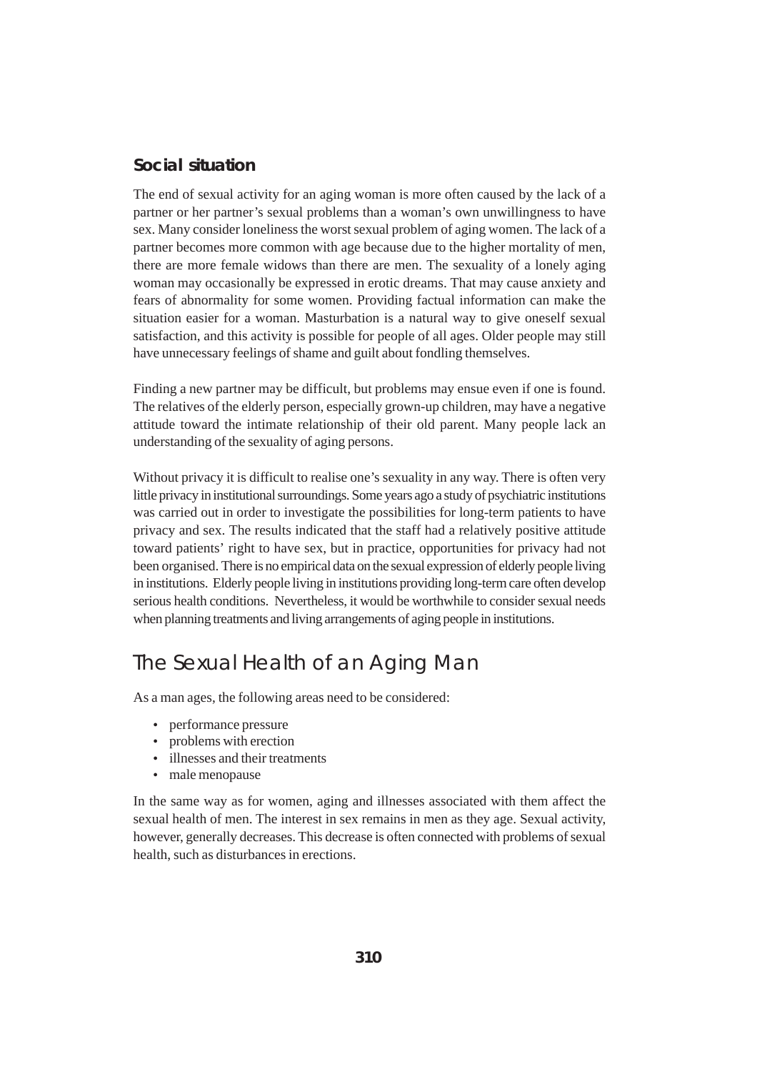### Social situation

The end of sexual activity for an aging woman is more often caused by the lack of a partner or her partner's sexual problems than a woman's own unwillingness to have sex. Many consider loneliness the worst sexual problem of aging women. The lack of a partner becomes more common with age because due to the higher mortality of men, there are more female widows than there are men. The sexuality of a lonely aging woman may occasionally be expressed in erotic dreams. That may cause anxiety and fears of abnormality for some women. Providing factual information can make the situation easier for a woman. Masturbation is a natural way to give oneself sexual satisfaction, and this activity is possible for people of all ages. Older people may still have unnecessary feelings of shame and guilt about fondling themselves.

Finding a new partner may be difficult, but problems may ensue even if one is found. The relatives of the elderly person, especially grown-up children, may have a negative attitude toward the intimate relationship of their old parent. Many people lack an understanding of the sexuality of aging persons.

Without privacy it is difficult to realise one's sexuality in any way. There is often very little privacy in institutional surroundings. Some years ago a study of psychiatric institutions was carried out in order to investigate the possibilities for long-term patients to have privacy and sex. The results indicated that the staff had a relatively positive attitude toward patients' right to have sex, but in practice, opportunities for privacy had not been organised. There is no empirical data on the sexual expression of elderly people living in institutions. Elderly people living in institutions providing long-term care often develop serious health conditions. Nevertheless, it would be worthwhile to consider sexual needs when planning treatments and living arrangements of aging people in institutions.

## The Sexual Health of an Aging Man

As a man ages, the following areas need to be considered:

- performance pressure
- problems with erection
- illnesses and their treatments
- male menopause

In the same way as for women, aging and illnesses associated with them affect the sexual health of men. The interest in sex remains in men as they age. Sexual activity, however, generally decreases. This decrease is often connected with problems of sexual health, such as disturbances in erections.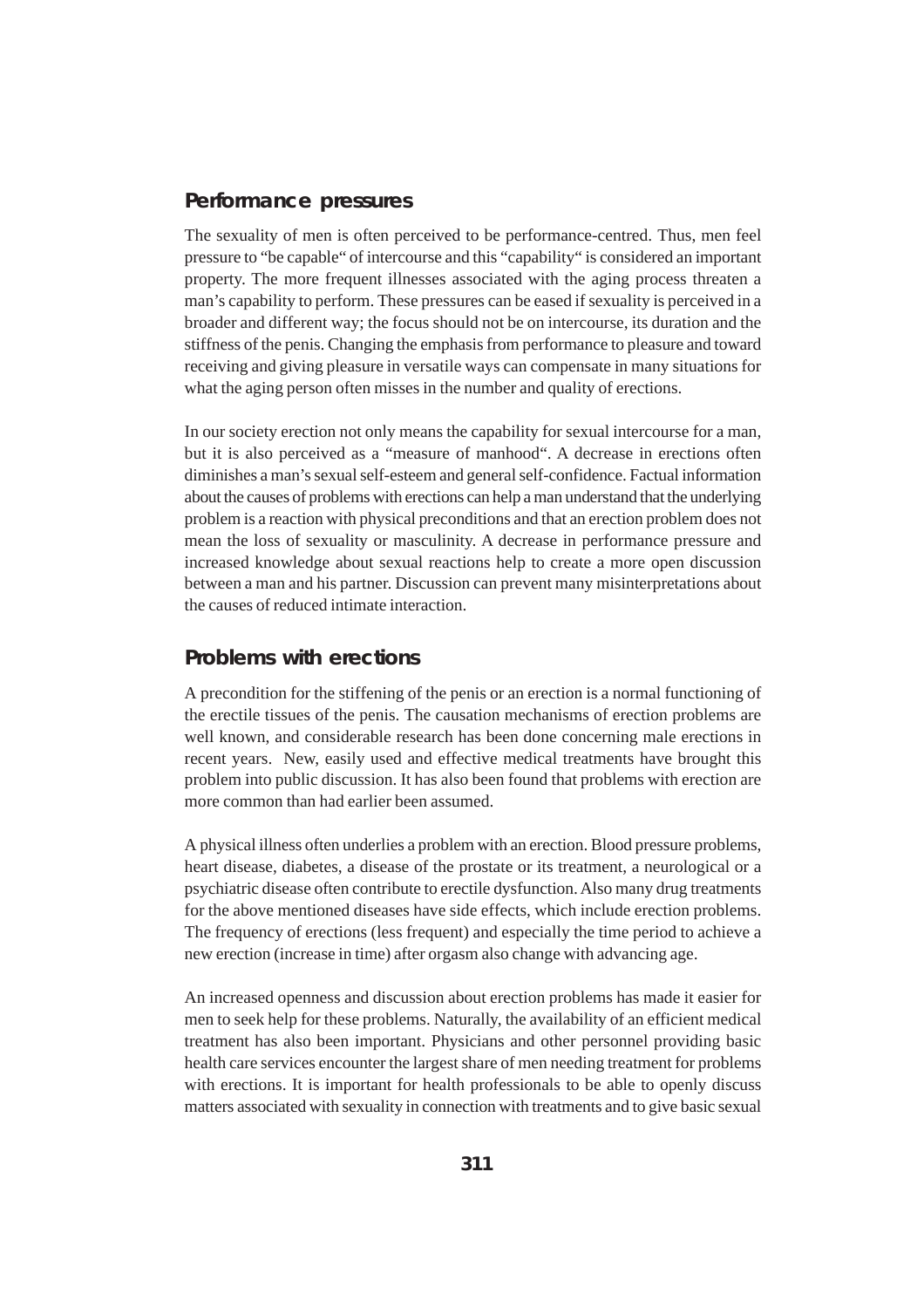## Performance pressures

The sexuality of men is often perceived to be performance-centred. Thus, men feel pressure to "be capable" of intercourse and this "capability" is considered an important property. The more frequent illnesses associated with the aging process threaten a man's capability to perform. These pressures can be eased if sexuality is perceived in a broader and different way; the focus should not be on intercourse, its duration and the stiffness of the penis. Changing the emphasis from performance to pleasure and toward receiving and giving pleasure in versatile ways can compensate in many situations for what the aging person often misses in the number and quality of erections.

In our society erection not only means the capability for sexual intercourse for a man, but it is also perceived as a "measure of manhood". A decrease in erections often diminishes a man's sexual self-esteem and general self-confidence. Factual information about the causes of problems with erections can help a man understand that the underlying problem is a reaction with physical preconditions and that an erection problem does not mean the loss of sexuality or masculinity. A decrease in performance pressure and increased knowledge about sexual reactions help to create a more open discussion between a man and his partner. Discussion can prevent many misinterpretations about the causes of reduced intimate interaction.

## Problems with erections

A precondition for the stiffening of the penis or an erection is a normal functioning of the erectile tissues of the penis. The causation mechanisms of erection problems are well known, and considerable research has been done concerning male erections in recent years. New, easily used and effective medical treatments have brought this problem into public discussion. It has also been found that problems with erection are more common than had earlier been assumed.

A physical illness often underlies a problem with an erection. Blood pressure problems, heart disease, diabetes, a disease of the prostate or its treatment, a neurological or a psychiatric disease often contribute to erectile dysfunction. Also many drug treatments for the above mentioned diseases have side effects, which include erection problems. The frequency of erections (less frequent) and especially the time period to achieve a new erection (increase in time) after orgasm also change with advancing age.

An increased openness and discussion about erection problems has made it easier for men to seek help for these problems. Naturally, the availability of an efficient medical treatment has also been important. Physicians and other personnel providing basic health care services encounter the largest share of men needing treatment for problems with erections. It is important for health professionals to be able to openly discuss matters associated with sexuality in connection with treatments and to give basic sexual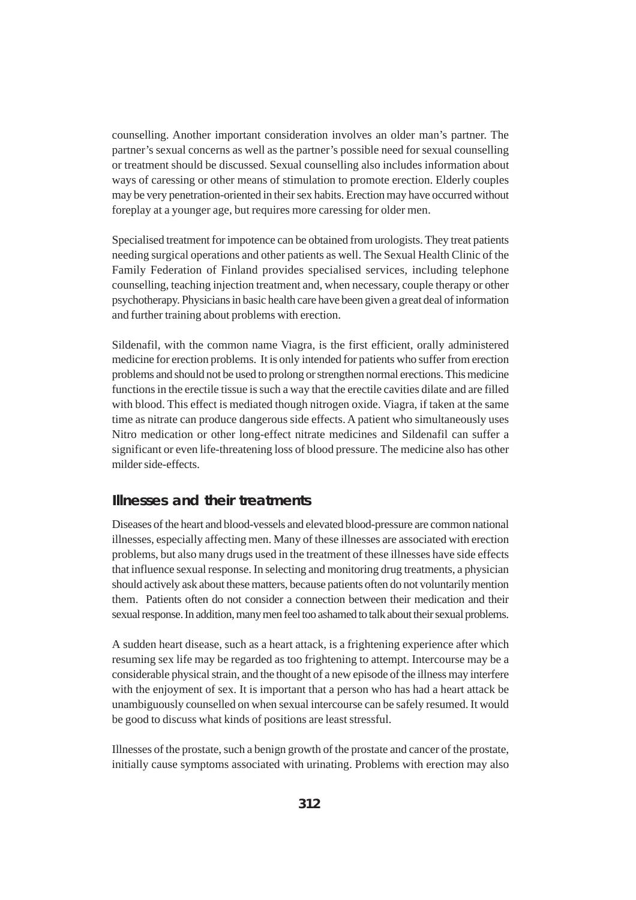counselling. Another important consideration involves an older man's partner. The partner's sexual concerns as well as the partner's possible need for sexual counselling or treatment should be discussed. Sexual counselling also includes information about ways of caressing or other means of stimulation to promote erection. Elderly couples may be very penetration-oriented in their sex habits. Erection may have occurred without foreplay at a younger age, but requires more caressing for older men.

Specialised treatment for impotence can be obtained from urologists. They treat patients needing surgical operations and other patients as well. The Sexual Health Clinic of the Family Federation of Finland provides specialised services, including telephone counselling, teaching injection treatment and, when necessary, couple therapy or other psychotherapy. Physicians in basic health care have been given a great deal of information and further training about problems with erection.

Sildenafil, with the common name Viagra, is the first efficient, orally administered medicine for erection problems. It is only intended for patients who suffer from erection problems and should not be used to prolong or strengthen normal erections. This medicine functions in the erectile tissue is such a way that the erectile cavities dilate and are filled with blood. This effect is mediated though nitrogen oxide. Viagra, if taken at the same time as nitrate can produce dangerous side effects. A patient who simultaneously uses Nitro medication or other long-effect nitrate medicines and Sildenafil can suffer a significant or even life-threatening loss of blood pressure. The medicine also has other milder side-effects.

## Illnesses and their treatments

Diseases of the heart and blood-vessels and elevated blood-pressure are common national illnesses, especially affecting men. Many of these illnesses are associated with erection problems, but also many drugs used in the treatment of these illnesses have side effects that influence sexual response. In selecting and monitoring drug treatments, a physician should actively ask about these matters, because patients often do not voluntarily mention them. Patients often do not consider a connection between their medication and their sexual response. In addition, many men feel too ashamed to talk about their sexual problems.

A sudden heart disease, such as a heart attack, is a frightening experience after which resuming sex life may be regarded as too frightening to attempt. Intercourse may be a considerable physical strain, and the thought of a new episode of the illness may interfere with the enjoyment of sex. It is important that a person who has had a heart attack be unambiguously counselled on when sexual intercourse can be safely resumed. It would be good to discuss what kinds of positions are least stressful.

Illnesses of the prostate, such a benign growth of the prostate and cancer of the prostate, initially cause symptoms associated with urinating. Problems with erection may also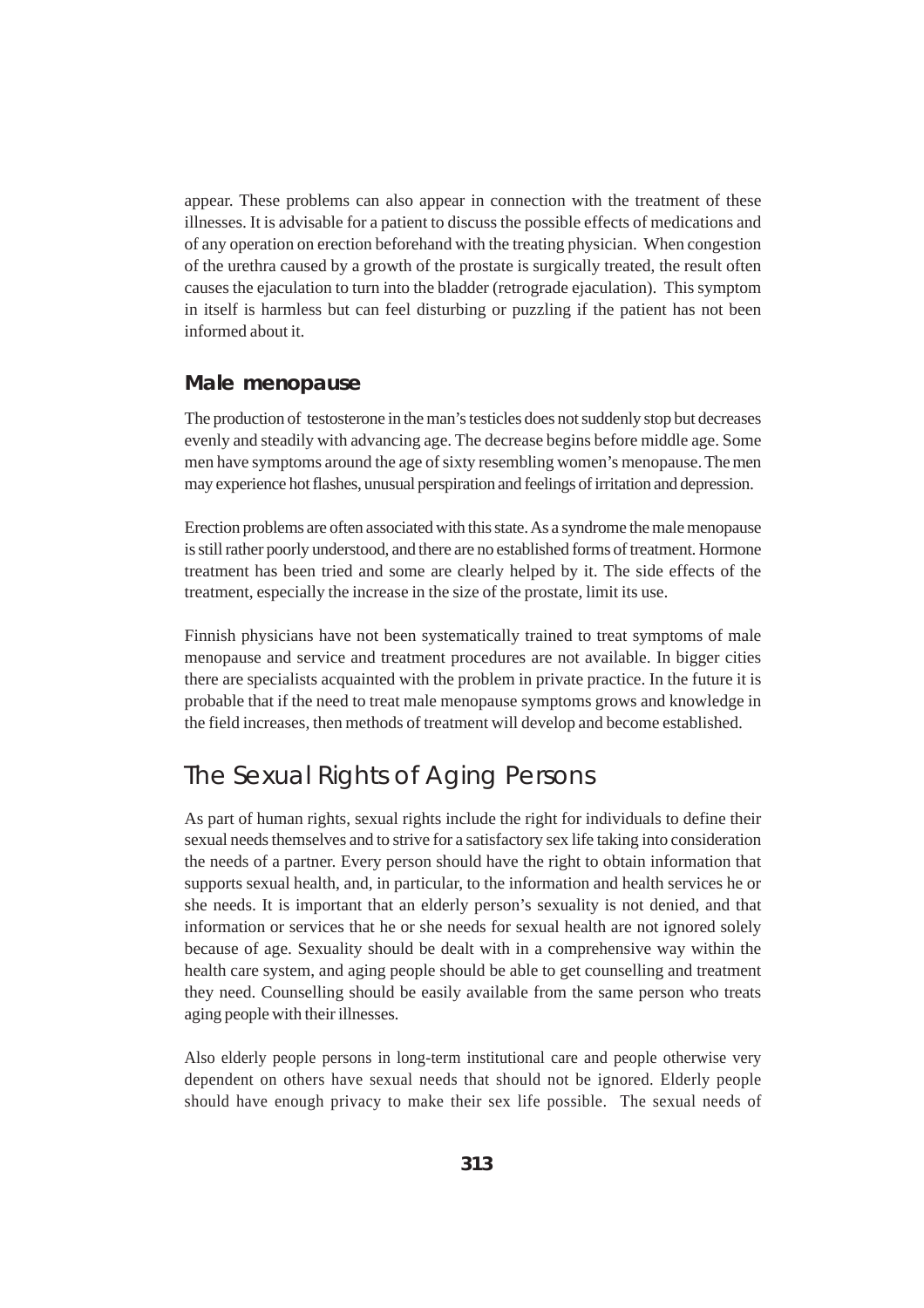appear. These problems can also appear in connection with the treatment of these illnesses. It is advisable for a patient to discuss the possible effects of medications and of any operation on erection beforehand with the treating physician. When congestion of the urethra caused by a growth of the prostate is surgically treated, the result often causes the ejaculation to turn into the bladder (retrograde ejaculation). This symptom in itself is harmless but can feel disturbing or puzzling if the patient has not been informed about it.

### Male menopause

The production of testosterone in the man's testicles does not suddenly stop but decreases evenly and steadily with advancing age. The decrease begins before middle age. Some men have symptoms around the age of sixty resembling women's menopause. The men may experience hot flashes, unusual perspiration and feelings of irritation and depression.

Erection problems are often associated with this state. As a syndrome the male menopause is still rather poorly understood, and there are no established forms of treatment. Hormone treatment has been tried and some are clearly helped by it. The side effects of the treatment, especially the increase in the size of the prostate, limit its use.

Finnish physicians have not been systematically trained to treat symptoms of male menopause and service and treatment procedures are not available. In bigger cities there are specialists acquainted with the problem in private practice. In the future it is probable that if the need to treat male menopause symptoms grows and knowledge in the field increases, then methods of treatment will develop and become established.

## The Sexual Rights of Aging Persons

As part of human rights, sexual rights include the right for individuals to define their sexual needs themselves and to strive for a satisfactory sex life taking into consideration the needs of a partner. Every person should have the right to obtain information that supports sexual health, and, in particular, to the information and health services he or she needs. It is important that an elderly person's sexuality is not denied, and that information or services that he or she needs for sexual health are not ignored solely because of age. Sexuality should be dealt with in a comprehensive way within the health care system, and aging people should be able to get counselling and treatment they need. Counselling should be easily available from the same person who treats aging people with their illnesses.

Also elderly people persons in long-term institutional care and people otherwise very dependent on others have sexual needs that should not be ignored. Elderly people should have enough privacy to make their sex life possible. The sexual needs of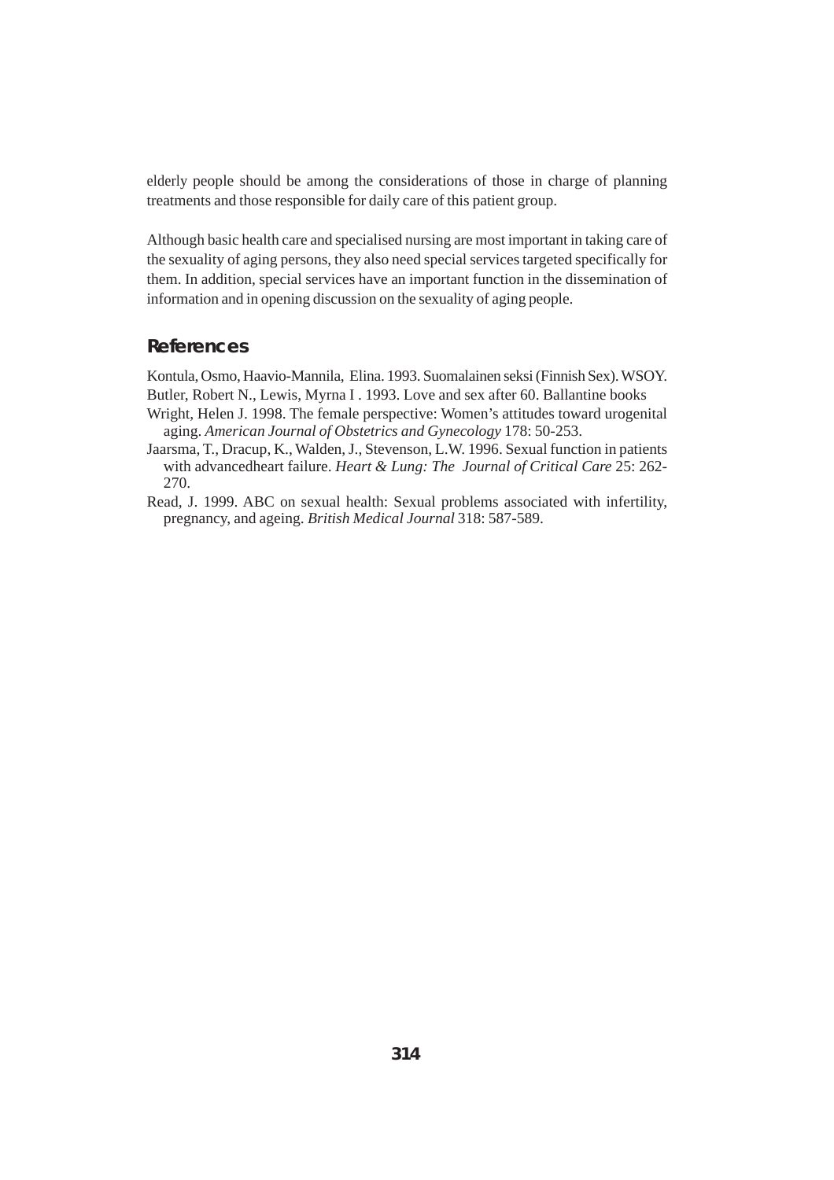elderly people should be among the considerations of those in charge of planning treatments and those responsible for daily care of this patient group.

Although basic health care and specialised nursing are most important in taking care of the sexuality of aging persons, they also need special services targeted specifically for them. In addition, special services have an important function in the dissemination of information and in opening discussion on the sexuality of aging people.

## References

Kontula, Osmo, Haavio-Mannila, Elina. 1993. Suomalainen seksi (Finnish Sex). WSOY.

Butler, Robert N., Lewis, Myrna I . 1993. Love and sex after 60. Ballantine books

Wright, Helen J. 1998. The female perspective: Women's attitudes toward urogenital aging. *American Journal of Obstetrics and Gynecology* 178: 50-253.

Jaarsma, T., Dracup, K., Walden, J., Stevenson, L.W. 1996. Sexual function in patients with advancedheart failure. *Heart & Lung: The Journal of Critical Care* 25: 262-270.

Read, J. 1999. ABC on sexual health: Sexual problems associated with infertility, pregnancy, and ageing. *British Medical Journal* 318: 587-589.